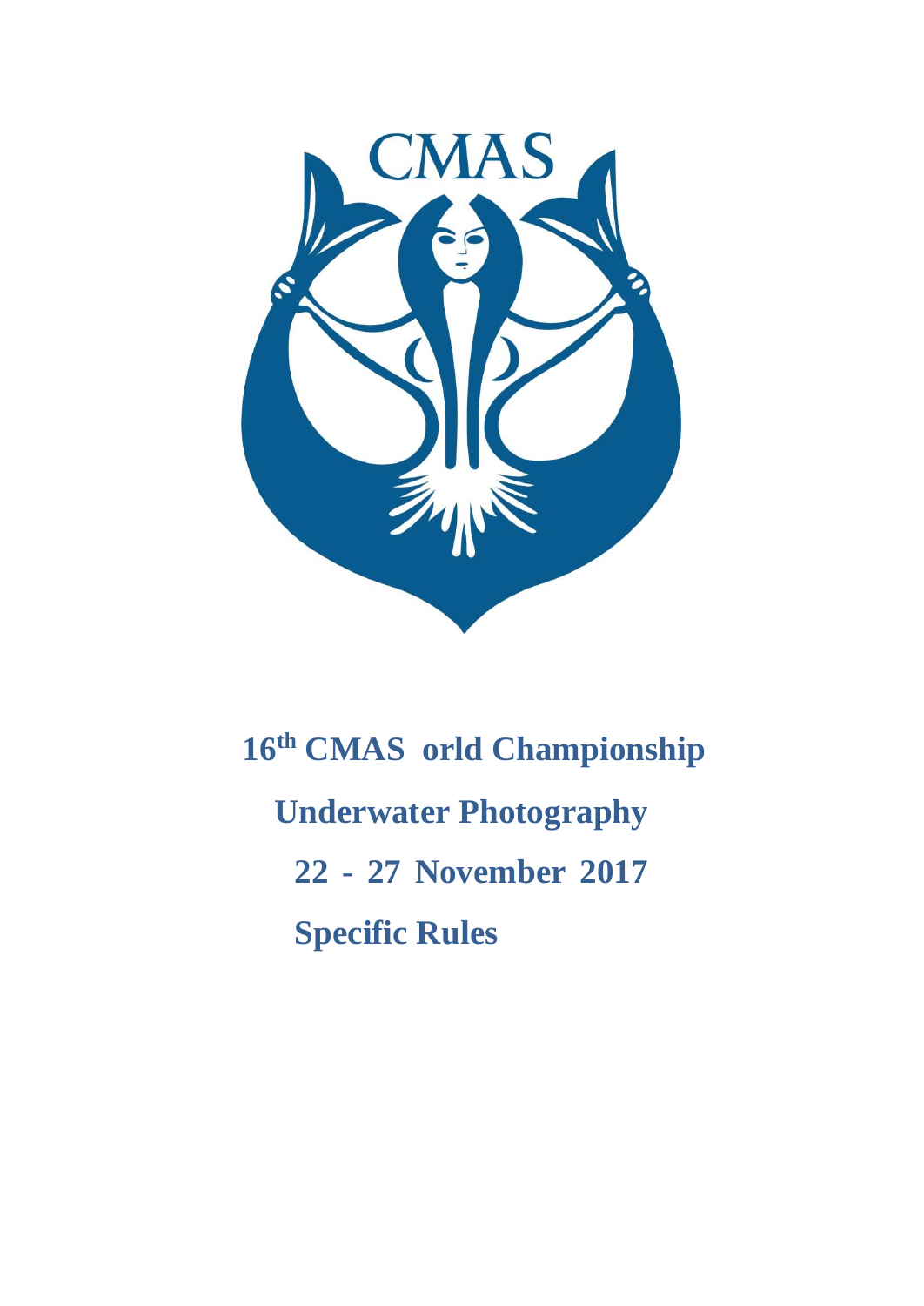CMAS

# 16th CMAS orld Championship

# Underwater Photography

# 22 - 27 November 2017

# Specific Rules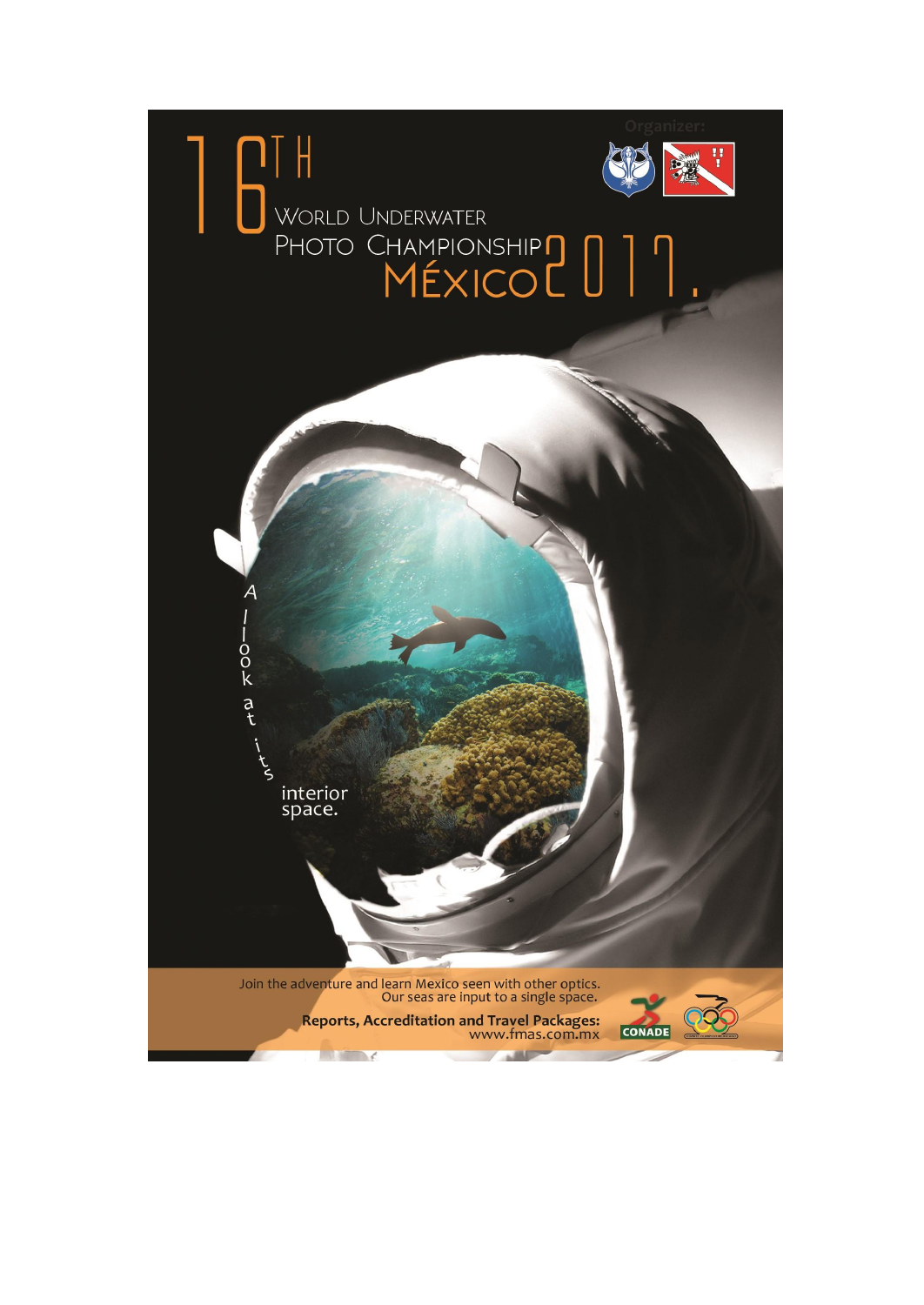Organizer:

# 16TH WORLD UNDERWATER PHOTO CHAMPIONSHIP MÉXICO 2017.

A look at its interior space.

Join the adventure and learn Mexico seen with other optics.
Our seas are input to a single space.

**Reports, Accreditation and Travel Packages:**
www.fmas.com.mx

CONADE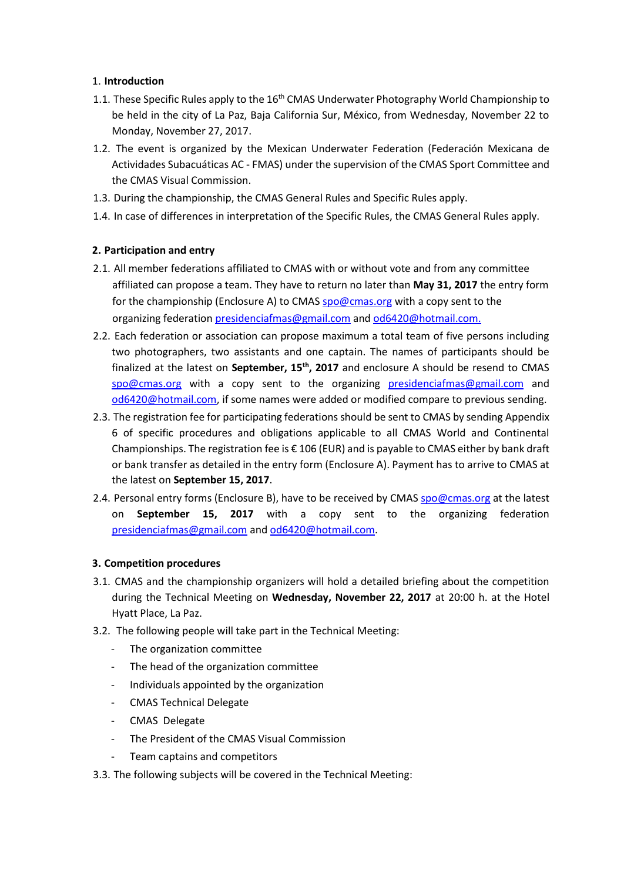## 1. Introduction

1.1. These Specific Rules apply to the 16th CMAS Underwater Photography World Championship to be held in the city of La Paz, Baja California Sur, México, from Wednesday, November 22 to Monday, November 27, 2017.

1.2. The event is organized by the Mexican Underwater Federation (Federación Mexicana de Actividades Subacuáticas AC - FMAS) under the supervision of the CMAS Sport Committee and the CMAS Visual Commission.

1.3. During the championship, the CMAS General Rules and Specific Rules apply.

1.4. In case of differences in interpretation of the Specific Rules, the CMAS General Rules apply.

## 2. Participation and entry

2.1. All member federations affiliated to CMAS with or without vote and from any committee affiliated can propose a team. They have to return no later than **May 31, 2017** the entry form for the championship (Enclosure A) to CMAS spo@cmas.org with a copy sent to the organizing federation presidenciafmas@gmail.com and od6420@hotmail.com.

2.2. Each federation or association can propose maximum a total team of five persons including two photographers, two assistants and one captain. The names of participants should be finalized at the latest on **September, 15th, 2017** and enclosure A should be resend to CMAS spo@cmas.org with a copy sent to the organizing presidenciafmas@gmail.com and od6420@hotmail.com, if some names were added or modified compare to previous sending.

2.3. The registration fee for participating federations should be sent to CMAS by sending Appendix 6 of specific procedures and obligations applicable to all CMAS World and Continental Championships. The registration fee is € 106 (EUR) and is payable to CMAS either by bank draft or bank transfer as detailed in the entry form (Enclosure A). Payment has to arrive to CMAS at the latest on **September 15, 2017**.

2.4. Personal entry forms (Enclosure B), have to be received by CMAS spo@cmas.org at the latest on **September 15, 2017** with a copy sent to the organizing federation presidenciafmas@gmail.com and od6420@hotmail.com.

## 3. Competition procedures

3.1. CMAS and the championship organizers will hold a detailed briefing about the competition during the Technical Meeting on **Wednesday, November 22, 2017** at 20:00 h. at the Hotel Hyatt Place, La Paz.

3.2. The following people will take part in the Technical Meeting:

- The organization committee
- The head of the organization committee
- Individuals appointed by the organization
- CMAS Technical Delegate
- CMAS Delegate
- The President of the CMAS Visual Commission
- Team captains and competitors

3.3. The following subjects will be covered in the Technical Meeting: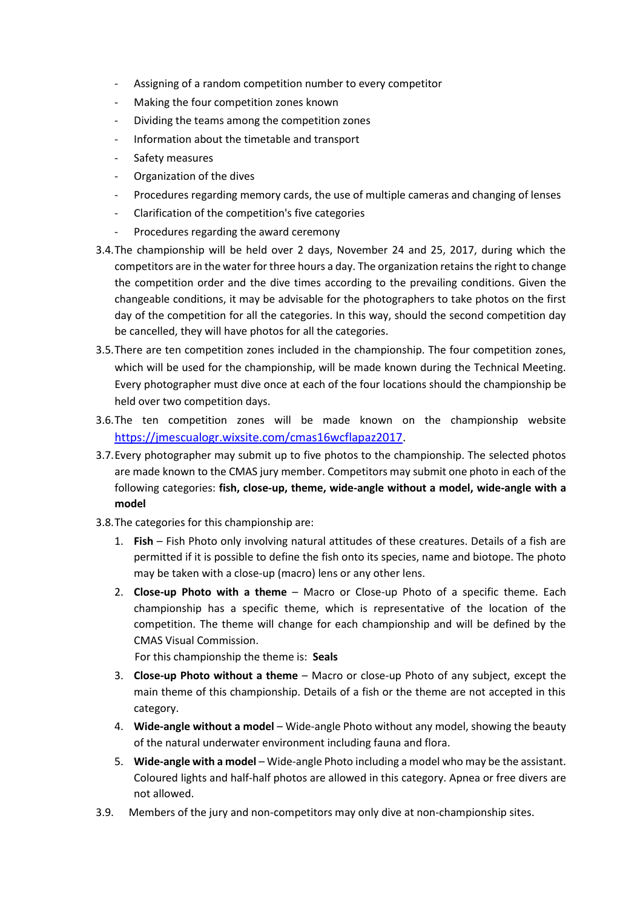- Assigning of a random competition number to every competitor
- Making the four competition zones known
- Dividing the teams among the competition zones
- Information about the timetable and transport
- Safety measures
- Organization of the dives
- Procedures regarding memory cards, the use of multiple cameras and changing of lenses
- Clarification of the competition's five categories
- Procedures regarding the award ceremony

3.4. The championship will be held over 2 days, November 24 and 25, 2017, during which the competitors are in the water for three hours a day. The organization retains the right to change the competition order and the dive times according to the prevailing conditions. Given the changeable conditions, it may be advisable for the photographers to take photos on the first day of the competition for all the categories. In this way, should the second competition day be cancelled, they will have photos for all the categories.

3.5. There are ten competition zones included in the championship. The four competition zones, which will be used for the championship, will be made known during the Technical Meeting. Every photographer must dive once at each of the four locations should the championship be held over two competition days.

3.6. The ten competition zones will be made known on the championship website [https://jmescualogr.wixsite.com/cmas16wcflapaz2017](https://jmescualogr.wixsite.com/cmas16wcflapaz2017).

3.7. Every photographer may submit up to five photos to the championship. The selected photos are made known to the CMAS jury member. Competitors may submit one photo in each of the following categories: **fish, close-up, theme, wide-angle without a model, wide-angle with a model**

3.8. The categories for this championship are:

1. **Fish** – Fish Photo only involving natural attitudes of these creatures. Details of a fish are permitted if it is possible to define the fish onto its species, name and biotope. The photo may be taken with a close-up (macro) lens or any other lens.
2. **Close-up Photo with a theme** – Macro or Close-up Photo of a specific theme. Each championship has a specific theme, which is representative of the location of the competition. The theme will change for each championship and will be defined by the CMAS Visual Commission.
   For this championship the theme is: **Seals**
3. **Close-up Photo without a theme** – Macro or close-up Photo of any subject, except the main theme of this championship. Details of a fish or the theme are not accepted in this category.
4. **Wide-angle without a model** – Wide-angle Photo without any model, showing the beauty of the natural underwater environment including fauna and flora.
5. **Wide-angle with a model** – Wide-angle Photo including a model who may be the assistant. Coloured lights and half-half photos are allowed in this category. Apnea or free divers are not allowed.

3.9. Members of the jury and non-competitors may only dive at non-championship sites.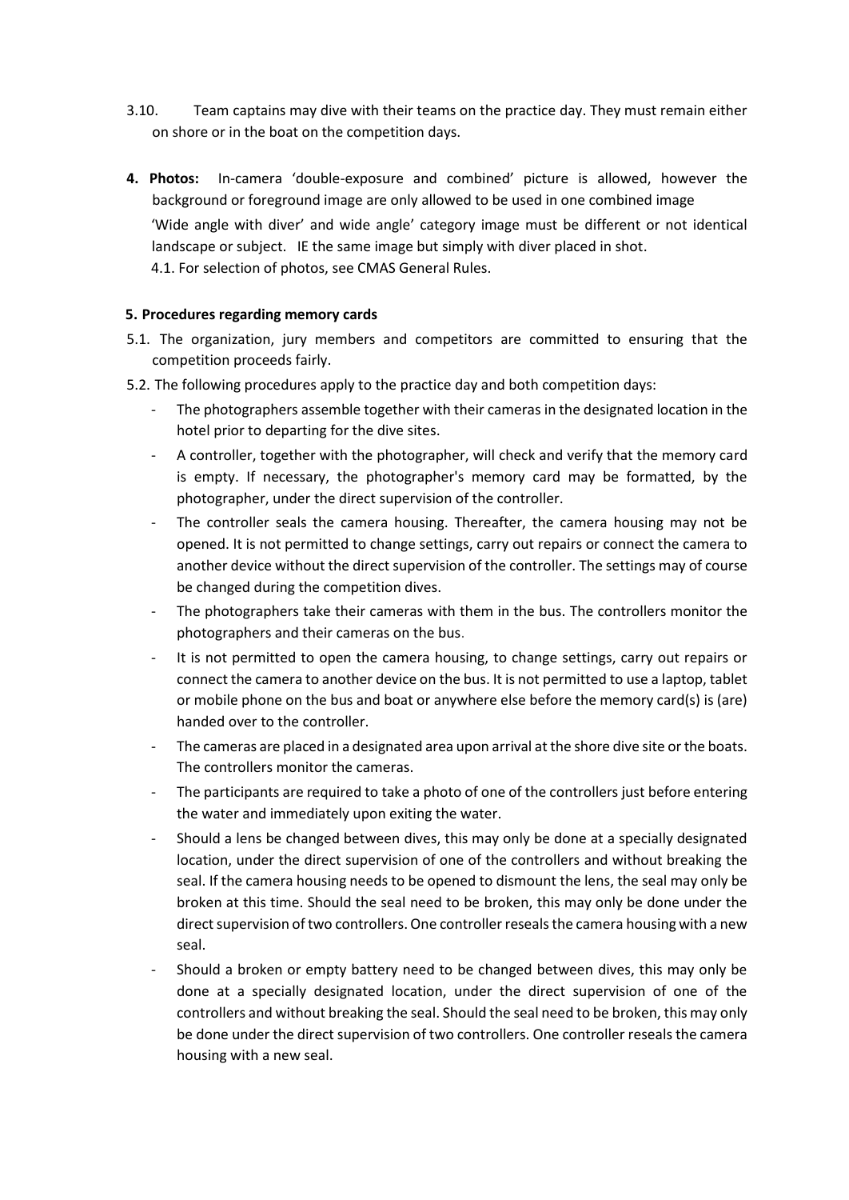3.10. Team captains may dive with their teams on the practice day. They must remain either on shore or in the boat on the competition days.

4. **Photos:** In-camera 'double-exposure and combined' picture is allowed, however the background or foreground image are only allowed to be used in one combined image

   'Wide angle with diver' and wide angle' category image must be different or not identical landscape or subject. IE the same image but simply with diver placed in shot.

   4.1. For selection of photos, see CMAS General Rules.

## 5. Procedures regarding memory cards

5.1. The organization, jury members and competitors are committed to ensuring that the competition proceeds fairly.

5.2. The following procedures apply to the practice day and both competition days:

- The photographers assemble together with their cameras in the designated location in the hotel prior to departing for the dive sites.
- A controller, together with the photographer, will check and verify that the memory card is empty. If necessary, the photographer's memory card may be formatted, by the photographer, under the direct supervision of the controller.
- The controller seals the camera housing. Thereafter, the camera housing may not be opened. It is not permitted to change settings, carry out repairs or connect the camera to another device without the direct supervision of the controller. The settings may of course be changed during the competition dives.
- The photographers take their cameras with them in the bus. The controllers monitor the photographers and their cameras on the bus.
- It is not permitted to open the camera housing, to change settings, carry out repairs or connect the camera to another device on the bus. It is not permitted to use a laptop, tablet or mobile phone on the bus and boat or anywhere else before the memory card(s) is (are) handed over to the controller.
- The cameras are placed in a designated area upon arrival at the shore dive site or the boats. The controllers monitor the cameras.
- The participants are required to take a photo of one of the controllers just before entering the water and immediately upon exiting the water.
- Should a lens be changed between dives, this may only be done at a specially designated location, under the direct supervision of one of the controllers and without breaking the seal. If the camera housing needs to be opened to dismount the lens, the seal may only be broken at this time. Should the seal need to be broken, this may only be done under the direct supervision of two controllers. One controller reseals the camera housing with a new seal.
- Should a broken or empty battery need to be changed between dives, this may only be done at a specially designated location, under the direct supervision of one of the controllers and without breaking the seal. Should the seal need to be broken, this may only be done under the direct supervision of two controllers. One controller reseals the camera housing with a new seal.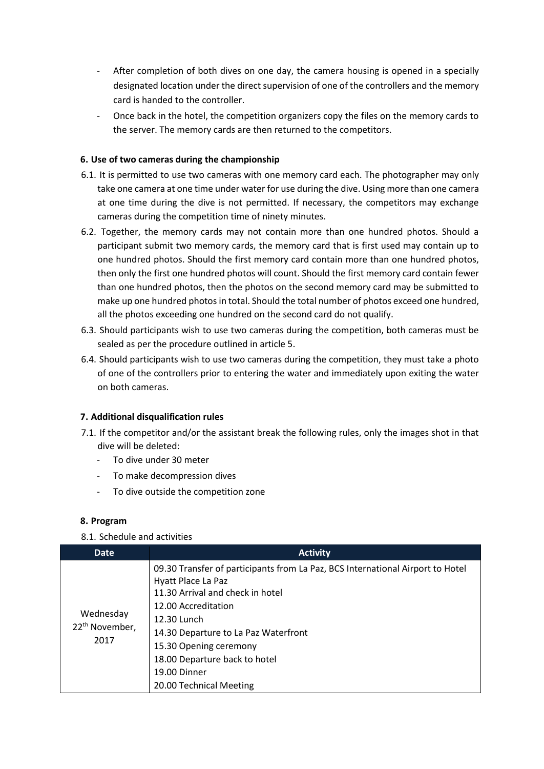- After completion of both dives on one day, the camera housing is opened in a specially designated location under the direct supervision of one of the controllers and the memory card is handed to the controller.
- Once back in the hotel, the competition organizers copy the files on the memory cards to the server. The memory cards are then returned to the competitors.

### 6. Use of two cameras during the championship

6.1. It is permitted to use two cameras with one memory card each. The photographer may only take one camera at one time under water for use during the dive. Using more than one camera at one time during the dive is not permitted. If necessary, the competitors may exchange cameras during the competition time of ninety minutes.

6.2. Together, the memory cards may not contain more than one hundred photos. Should a participant submit two memory cards, the memory card that is first used may contain up to one hundred photos. Should the first memory card contain more than one hundred photos, then only the first one hundred photos will count. Should the first memory card contain fewer than one hundred photos, then the photos on the second memory card may be submitted to make up one hundred photos in total. Should the total number of photos exceed one hundred, all the photos exceeding one hundred on the second card do not qualify.

6.3. Should participants wish to use two cameras during the competition, both cameras must be sealed as per the procedure outlined in article 5.

6.4. Should participants wish to use two cameras during the competition, they must take a photo of one of the controllers prior to entering the water and immediately upon exiting the water on both cameras.

### 7. Additional disqualification rules

7.1. If the competitor and/or the assistant break the following rules, only the images shot in that dive will be deleted:

- To dive under 30 meter
- To make decompression dives
- To dive outside the competition zone

### 8. Program

8.1. Schedule and activities

| Date | Activity |
| --- | --- |
| Wednesday 22th November, 2017 | 09.30 Transfer of participants from La Paz, BCS International Airport to Hotel Hyatt Place La Paz<br>11.30 Arrival and check in hotel<br>12.00 Accreditation<br>12.30 Lunch<br>14.30 Departure to La Paz Waterfront<br>15.30 Opening ceremony<br>18.00 Departure back to hotel<br>19.00 Dinner<br>20.00 Technical Meeting |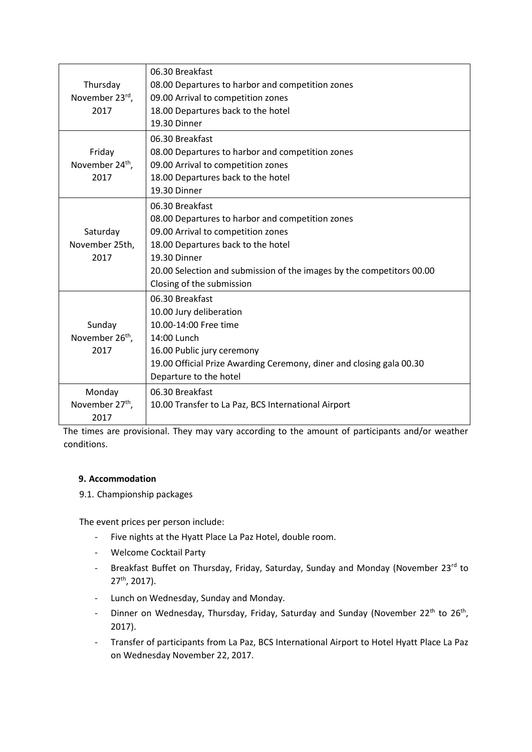| | |
|---|---|
| Thursday November 23rd, 2017 | 06.30 Breakfast<br>08.00 Departures to harbor and competition zones<br>09.00 Arrival to competition zones<br>18.00 Departures back to the hotel<br>19.30 Dinner |
| Friday November 24th, 2017 | 06.30 Breakfast<br>08.00 Departures to harbor and competition zones<br>09.00 Arrival to competition zones<br>18.00 Departures back to the hotel<br>19.30 Dinner |
| Saturday November 25th, 2017 | 06.30 Breakfast<br>08.00 Departures to harbor and competition zones<br>09.00 Arrival to competition zones<br>18.00 Departures back to the hotel<br>19.30 Dinner<br>20.00 Selection and submission of the images by the competitors 00.00 Closing of the submission |
| Sunday November 26th, 2017 | 06.30 Breakfast<br>10.00 Jury deliberation<br>10.00-14:00 Free time<br>14:00 Lunch<br>16.00 Public jury ceremony<br>19.00 Official Prize Awarding Ceremony, diner and closing gala 00.30 Departure to the hotel |
| Monday November 27th, 2017 | 06.30 Breakfast<br>10.00 Transfer to La Paz, BCS International Airport |

The times are provisional. They may vary according to the amount of participants and/or weather conditions.

### 9. Accommodation

9.1. Championship packages

The event prices per person include:

- Five nights at the Hyatt Place La Paz Hotel, double room.
- Welcome Cocktail Party
- Breakfast Buffet on Thursday, Friday, Saturday, Sunday and Monday (November 23rd to 27th, 2017).
- Lunch on Wednesday, Sunday and Monday.
- Dinner on Wednesday, Thursday, Friday, Saturday and Sunday (November 22th to 26th, 2017).
- Transfer of participants from La Paz, BCS International Airport to Hotel Hyatt Place La Paz on Wednesday November 22, 2017.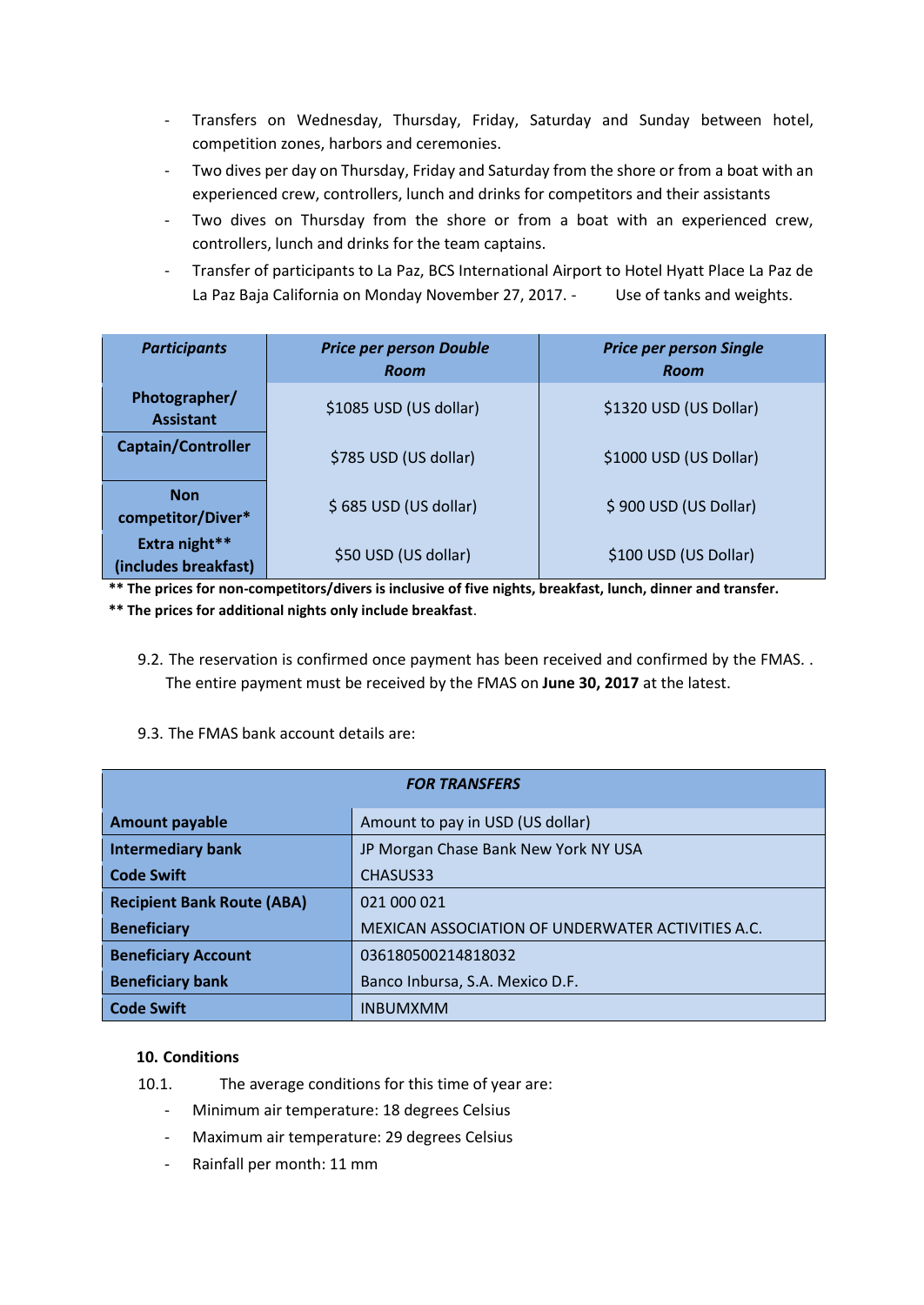- Transfers on Wednesday, Thursday, Friday, Saturday and Sunday between hotel, competition zones, harbors and ceremonies.
- Two dives per day on Thursday, Friday and Saturday from the shore or from a boat with an experienced crew, controllers, lunch and drinks for competitors and their assistants
- Two dives on Thursday from the shore or from a boat with an experienced crew, controllers, lunch and drinks for the team captains.
- Transfer of participants to La Paz, BCS International Airport to Hotel Hyatt Place La Paz de La Paz Baja California on Monday November 27, 2017. - Use of tanks and weights.

| ***Participants*** | ***Price per person Double Room*** | ***Price per person Single Room*** |
|---|---|---|
| **Photographer/ Assistant** | $1085 USD (US dollar) | $1320 USD (US Dollar) |
| **Captain/Controller** | $785 USD (US dollar) | $1000 USD (US Dollar) |
| **Non competitor/Diver*** | $ 685 USD (US dollar) | $ 900 USD (US Dollar) |
| **Extra night** (includes breakfast)** | $50 USD (US dollar) | $100 USD (US Dollar) |

**** The prices for non-competitors/divers is inclusive of five nights, breakfast, lunch, dinner and transfer.**

**** The prices for additional nights only include breakfast**.

9.2. The reservation is confirmed once payment has been received and confirmed by the FMAS. . The entire payment must be received by the FMAS on **June 30, 2017** at the latest.

9.3. The FMAS bank account details are:

| ***FOR TRANSFERS*** | |
|---|---|
| **Amount payable** | Amount to pay in USD (US dollar) |
| **Intermediary bank** | JP Morgan Chase Bank New York NY USA |
| **Code Swift** | CHASUS33 |
| **Recipient Bank Route (ABA)** | 021 000 021 |
| **Beneficiary** | MEXICAN ASSOCIATION OF UNDERWATER ACTIVITIES A.C. |
| **Beneficiary Account** | 036180500214818032 |
| **Beneficiary bank** | Banco Inbursa, S.A. Mexico D.F. |
| **Code Swift** | INBUMXMM |

**10. Conditions**

10.1. The average conditions for this time of year are:

- Minimum air temperature: 18 degrees Celsius
- Maximum air temperature: 29 degrees Celsius
- Rainfall per month: 11 mm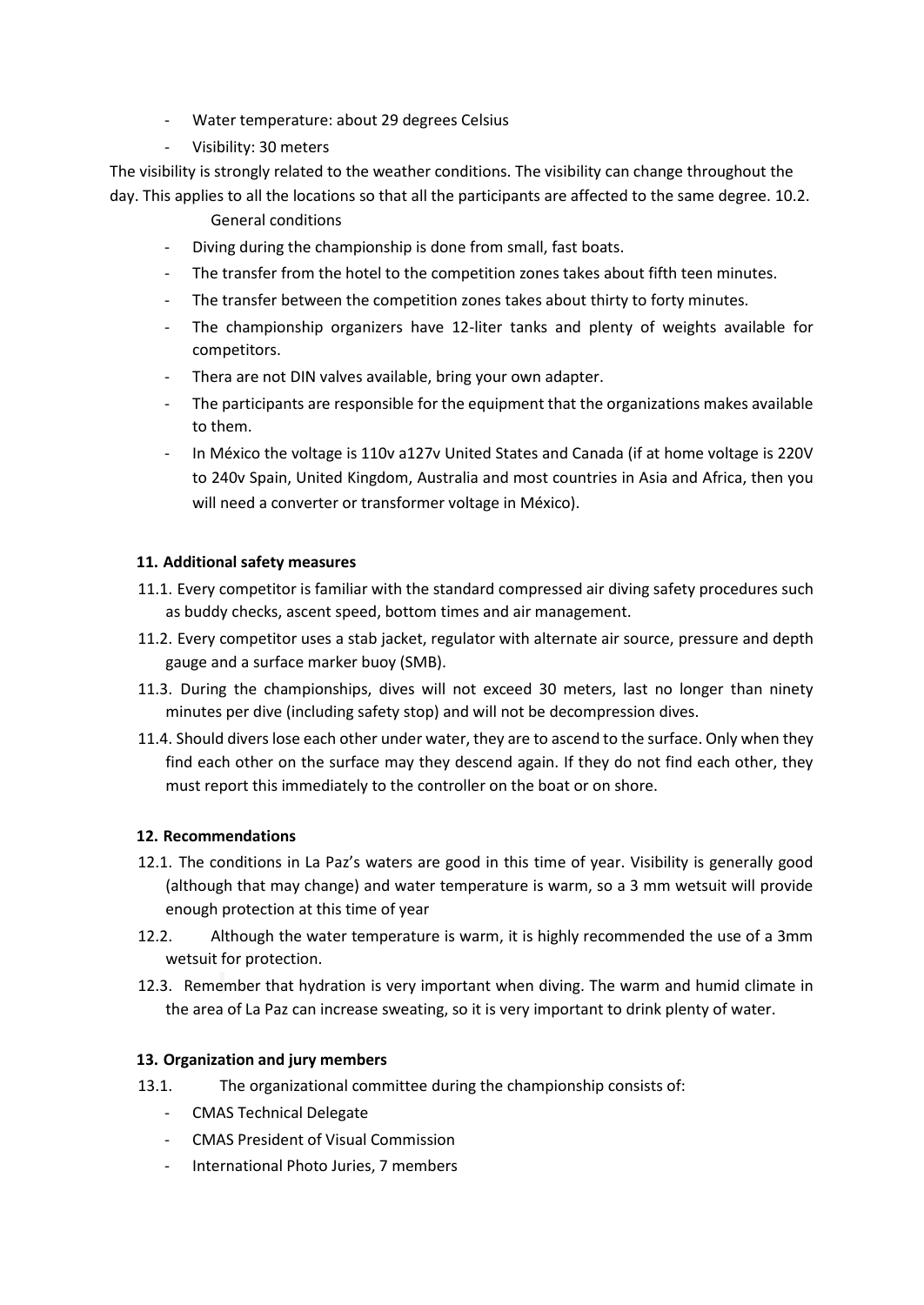- Water temperature: about 29 degrees Celsius
- Visibility: 30 meters

The visibility is strongly related to the weather conditions. The visibility can change throughout the day. This applies to all the locations so that all the participants are affected to the same degree. 10.2.

General conditions

- Diving during the championship is done from small, fast boats.
- The transfer from the hotel to the competition zones takes about fifth teen minutes.
- The transfer between the competition zones takes about thirty to forty minutes.
- The championship organizers have 12-liter tanks and plenty of weights available for competitors.
- Thera are not DIN valves available, bring your own adapter.
- The participants are responsible for the equipment that the organizations makes available to them.
- In México the voltage is 110v a127v United States and Canada (if at home voltage is 220V to 240v Spain, United Kingdom, Australia and most countries in Asia and Africa, then you will need a converter or transformer voltage in México).

### 11. Additional safety measures

11.1. Every competitor is familiar with the standard compressed air diving safety procedures such as buddy checks, ascent speed, bottom times and air management.

11.2. Every competitor uses a stab jacket, regulator with alternate air source, pressure and depth gauge and a surface marker buoy (SMB).

11.3. During the championships, dives will not exceed 30 meters, last no longer than ninety minutes per dive (including safety stop) and will not be decompression dives.

11.4. Should divers lose each other under water, they are to ascend to the surface. Only when they find each other on the surface may they descend again. If they do not find each other, they must report this immediately to the controller on the boat or on shore.

### 12. Recommendations

12.1. The conditions in La Paz's waters are good in this time of year. Visibility is generally good (although that may change) and water temperature is warm, so a 3 mm wetsuit will provide enough protection at this time of year

12.2. Although the water temperature is warm, it is highly recommended the use of a 3mm wetsuit for protection.

12.3. Remember that hydration is very important when diving. The warm and humid climate in the area of La Paz can increase sweating, so it is very important to drink plenty of water.

### 13. Organization and jury members

13.1. The organizational committee during the championship consists of:

- CMAS Technical Delegate
- CMAS President of Visual Commission
- International Photo Juries, 7 members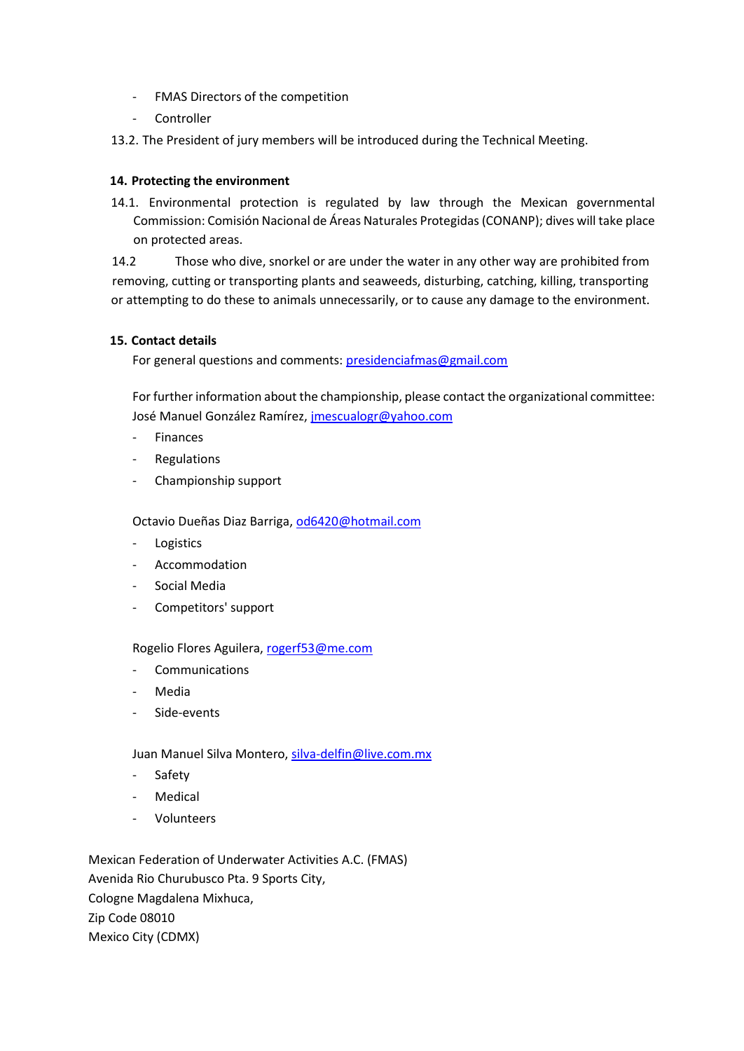- FMAS Directors of the competition
- Controller

13.2. The President of jury members will be introduced during the Technical Meeting.

**14. Protecting the environment**

14.1. Environmental protection is regulated by law through the Mexican governmental Commission: Comisión Nacional de Áreas Naturales Protegidas (CONANP); dives will take place on protected areas.

14.2 Those who dive, snorkel or are under the water in any other way are prohibited from removing, cutting or transporting plants and seaweeds, disturbing, catching, killing, transporting or attempting to do these to animals unnecessarily, or to cause any damage to the environment.

**15. Contact details**

For general questions and comments: presidenciafmas@gmail.com

For further information about the championship, please contact the organizational committee:
José Manuel González Ramírez, jmescualogr@yahoo.com

- Finances
- Regulations
- Championship support

Octavio Dueñas Diaz Barriga, od6420@hotmail.com

- Logistics
- Accommodation
- Social Media
- Competitors' support

Rogelio Flores Aguilera, rogerf53@me.com

- Communications
- Media
- Side-events

Juan Manuel Silva Montero, silva-delfin@live.com.mx

- Safety
- Medical
- Volunteers

Mexican Federation of Underwater Activities A.C. (FMAS)
Avenida Rio Churubusco Pta. 9 Sports City,
Cologne Magdalena Mixhuca,
Zip Code 08010
Mexico City (CDMX)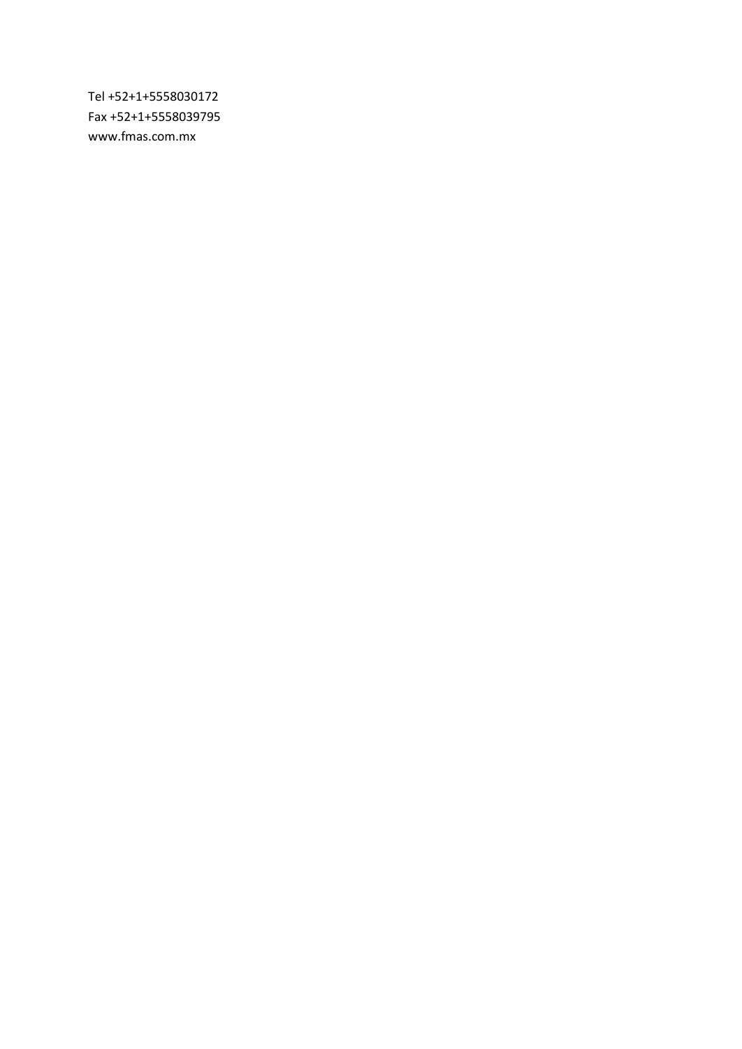Tel +52+1+5558030172

Fax +52+1+5558039795

www.fmas.com.mx